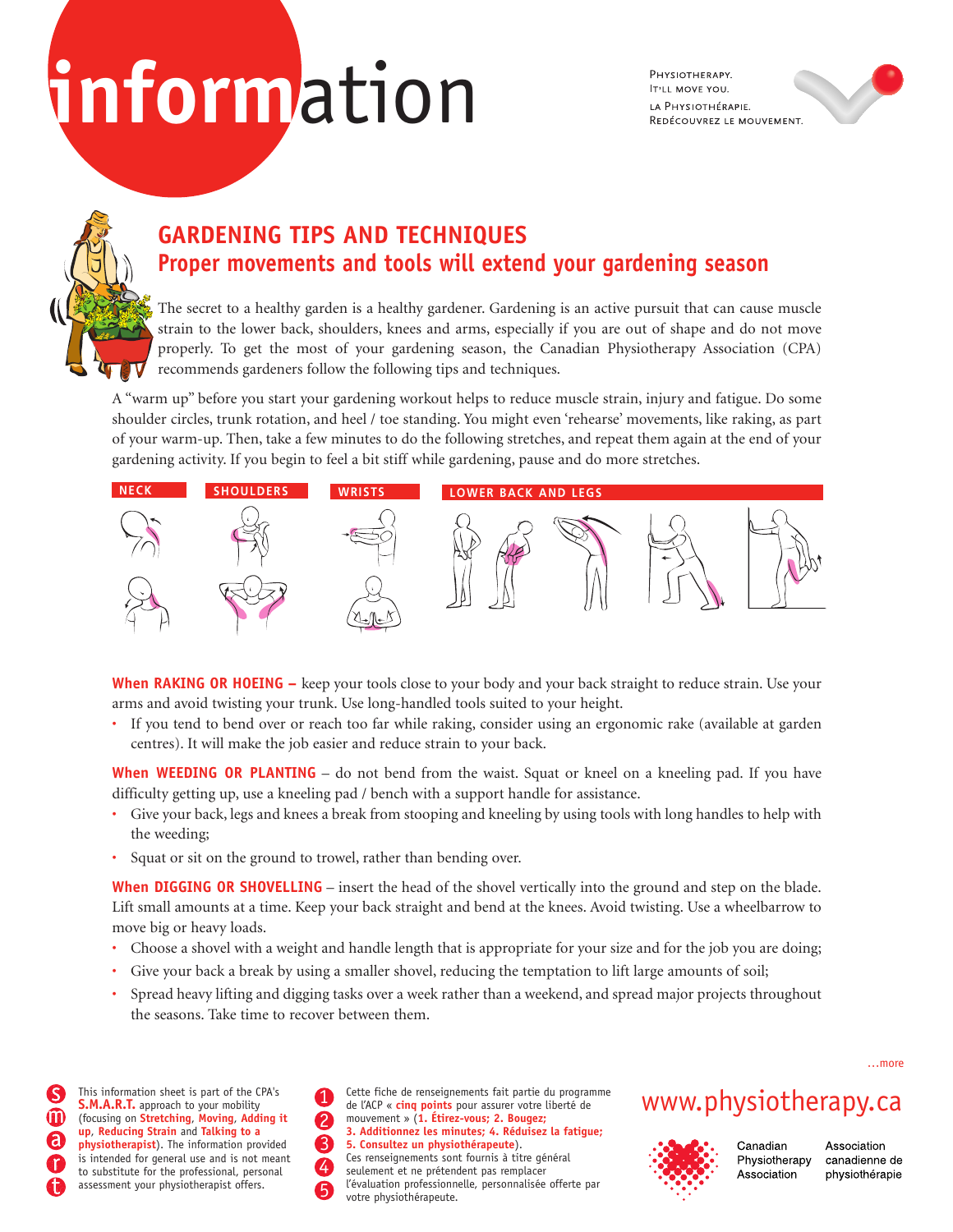# information

PHYSIOTHERAPY.
IT'LL MOVE YOU.
LA PHYSIOTHÉRAPIE.
REDÉCOUVREZ LE MOUVEMENT.

## GARDENING TIPS AND TECHNIQUES

### Proper movements and tools will extend your gardening season

The secret to a healthy garden is a healthy gardener. Gardening is an active pursuit that can cause muscle strain to the lower back, shoulders, knees and arms, especially if you are out of shape and do not move properly. To get the most of your gardening season, the Canadian Physiotherapy Association (CPA) recommends gardeners follow the following tips and techniques.

A "warm up" before you start your gardening workout helps to reduce muscle strain, injury and fatigue. Do some shoulder circles, trunk rotation, and heel / toe standing. You might even 'rehearse' movements, like raking, as part of your warm-up. Then, take a few minutes to do the following stretches, and repeat them again at the end of your gardening activity. If you begin to feel a bit stiff while gardening, pause and do more stretches.

NECK | SHOULDERS | WRISTS | LOWER BACK AND LEGS

**When RAKING OR HOEING –** keep your tools close to your body and your back straight to reduce strain. Use your arms and avoid twisting your trunk. Use long-handled tools suited to your height.

- If you tend to bend over or reach too far while raking, consider using an ergonomic rake (available at garden centres). It will make the job easier and reduce strain to your back.

**When WEEDING OR PLANTING** – do not bend from the waist. Squat or kneel on a kneeling pad. If you have difficulty getting up, use a kneeling pad / bench with a support handle for assistance.

- Give your back, legs and knees a break from stooping and kneeling by using tools with long handles to help with the weeding;
- Squat or sit on the ground to trowel, rather than bending over.

**When DIGGING OR SHOVELLING** – insert the head of the shovel vertically into the ground and step on the blade. Lift small amounts at a time. Keep your back straight and bend at the knees. Avoid twisting. Use a wheelbarrow to move big or heavy loads.

- Choose a shovel with a weight and handle length that is appropriate for your size and for the job you are doing;
- Give your back a break by using a smaller shovel, reducing the temptation to lift large amounts of soil;
- Spread heavy lifting and digging tasks over a week rather than a weekend, and spread major projects throughout the seasons. Take time to recover between them.

…more

This information sheet is part of the CPA's **S.M.A.R.T.** approach to your mobility (focusing on **Stretching**, **Moving**, **Adding it up**, **Reducing Strain** and **Talking to a physiotherapist**). The information provided is intended for general use and is not meant to substitute for the professional, personal assessment your physiotherapist offers.

Cette fiche de renseignements fait partie du programme de l'ACP « **cinq points** pour assurer votre liberté de mouvement » (**1. Étirez-vous; 2. Bougez; 3. Additionnez les minutes; 4. Réduisez la fatigue; 5. Consultez un physiothérapeute**). Ces renseignements sont fournis à titre général seulement et ne prétendent pas remplacer l'évaluation professionnelle, personnalisée offerte par votre physiothérapeute.

www.physiotherapy.ca

Canadian Physiotherapy Association | Association canadienne de physiothérapie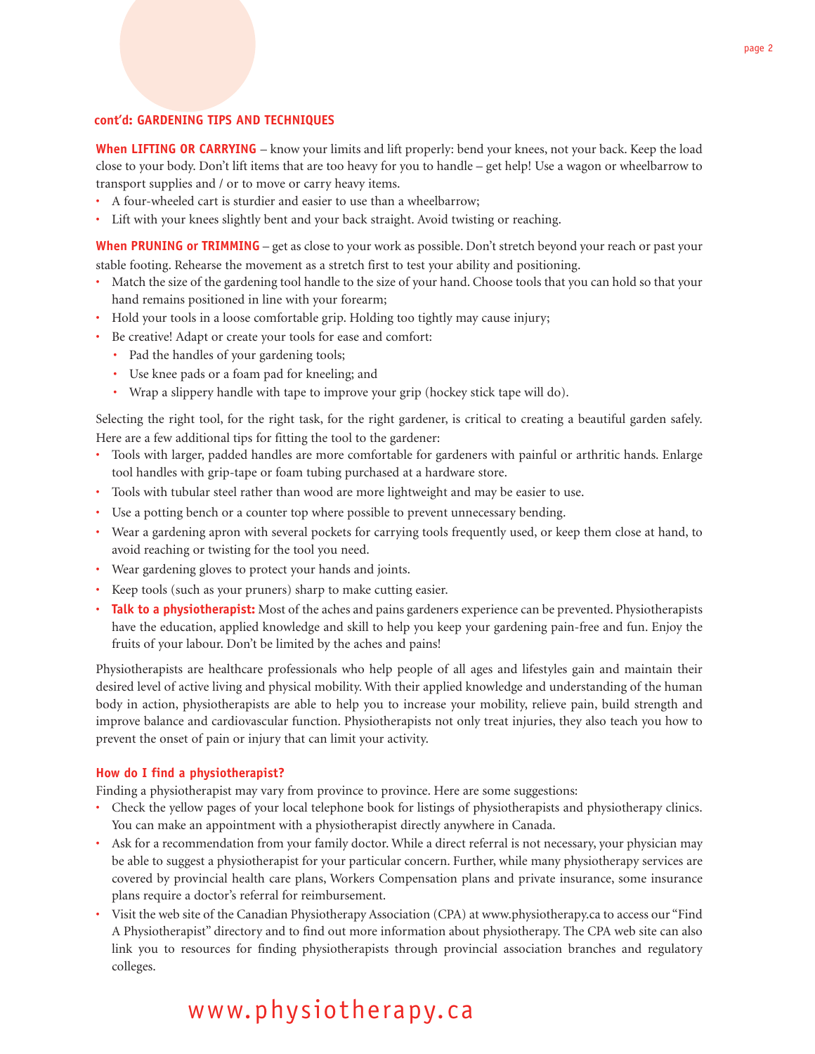## cont'd: GARDENING TIPS AND TECHNIQUES

**When LIFTING OR CARRYING** – know your limits and lift properly: bend your knees, not your back. Keep the load close to your body. Don't lift items that are too heavy for you to handle – get help! Use a wagon or wheelbarrow to transport supplies and / or to move or carry heavy items.

- A four-wheeled cart is sturdier and easier to use than a wheelbarrow;
- Lift with your knees slightly bent and your back straight. Avoid twisting or reaching.

**When PRUNING or TRIMMING** – get as close to your work as possible. Don't stretch beyond your reach or past your stable footing. Rehearse the movement as a stretch first to test your ability and positioning.

- Match the size of the gardening tool handle to the size of your hand. Choose tools that you can hold so that your hand remains positioned in line with your forearm;
- Hold your tools in a loose comfortable grip. Holding too tightly may cause injury;
- Be creative! Adapt or create your tools for ease and comfort:
  - Pad the handles of your gardening tools;
  - Use knee pads or a foam pad for kneeling; and
  - Wrap a slippery handle with tape to improve your grip (hockey stick tape will do).

Selecting the right tool, for the right task, for the right gardener, is critical to creating a beautiful garden safely. Here are a few additional tips for fitting the tool to the gardener:

- Tools with larger, padded handles are more comfortable for gardeners with painful or arthritic hands. Enlarge tool handles with grip-tape or foam tubing purchased at a hardware store.
- Tools with tubular steel rather than wood are more lightweight and may be easier to use.
- Use a potting bench or a counter top where possible to prevent unnecessary bending.
- Wear a gardening apron with several pockets for carrying tools frequently used, or keep them close at hand, to avoid reaching or twisting for the tool you need.
- Wear gardening gloves to protect your hands and joints.
- Keep tools (such as your pruners) sharp to make cutting easier.
- **Talk to a physiotherapist:** Most of the aches and pains gardeners experience can be prevented. Physiotherapists have the education, applied knowledge and skill to help you keep your gardening pain-free and fun. Enjoy the fruits of your labour. Don't be limited by the aches and pains!

Physiotherapists are healthcare professionals who help people of all ages and lifestyles gain and maintain their desired level of active living and physical mobility. With their applied knowledge and understanding of the human body in action, physiotherapists are able to help you to increase your mobility, relieve pain, build strength and improve balance and cardiovascular function. Physiotherapists not only treat injuries, they also teach you how to prevent the onset of pain or injury that can limit your activity.

### How do I find a physiotherapist?

Finding a physiotherapist may vary from province to province. Here are some suggestions:

- Check the yellow pages of your local telephone book for listings of physiotherapists and physiotherapy clinics. You can make an appointment with a physiotherapist directly anywhere in Canada.
- Ask for a recommendation from your family doctor. While a direct referral is not necessary, your physician may be able to suggest a physiotherapist for your particular concern. Further, while many physiotherapy services are covered by provincial health care plans, Workers Compensation plans and private insurance, some insurance plans require a doctor's referral for reimbursement.
- Visit the web site of the Canadian Physiotherapy Association (CPA) at www.physiotherapy.ca to access our "Find A Physiotherapist" directory and to find out more information about physiotherapy. The CPA web site can also link you to resources for finding physiotherapists through provincial association branches and regulatory colleges.

www.physiotherapy.ca